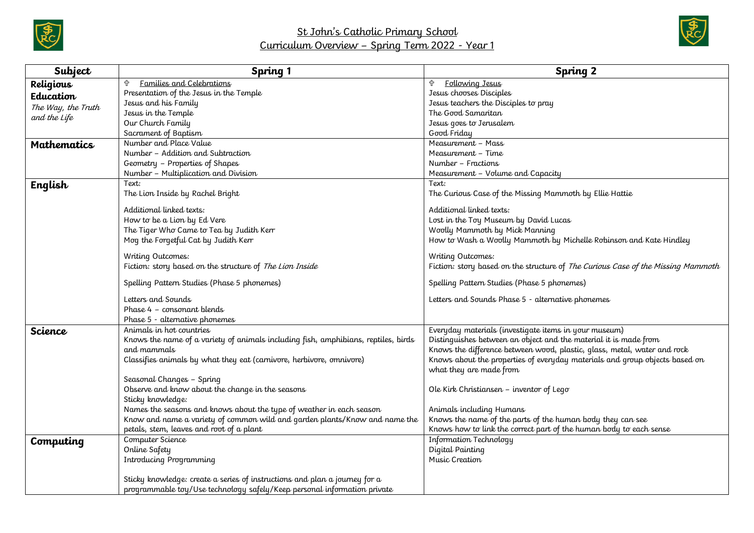# St John's Catholic Primary School

## Curriculum Overview – Spring Term 2022 - Year 1

| Subject | Spring 1 | Spring 2 |
| --- | --- | --- |
| **Religious Education** *The Way, the Truth and the Life* | ✞ Families and Celebrations<br>Presentation of the Jesus in the Temple<br>Jesus and his Family<br>Jesus in the Temple<br>Our Church Family<br>Sacrament of Baptism | ✞ Following Jesus<br>Jesus chooses Disciples<br>Jesus teachers the Disciples to pray<br>The Good Samaritan<br>Jesus goes to Jerusalem<br>Good Friday |
| **Mathematics** | Number and Place Value<br>Number – Addition and Subtraction<br>Geometry – Properties of Shapes<br>Number – Multiplication and Division | Measurement – Mass<br>Measurement – Time<br>Number – Fractions<br>Measurement – Volume and Capacity |
| **English** | Text:<br>The Lion Inside by Rachel Bright<br><br>Additional linked texts:<br>How to be a Lion by Ed Vere<br>The Tiger Who Came to Tea by Judith Kerr<br>Mog the Forgetful Cat by Judith Kerr<br><br>Writing Outcomes:<br>Fiction: story based on the structure of *The Lion Inside*<br><br>Spelling Pattern Studies (Phase 5 phonemes)<br><br>Letters and Sounds<br>Phase 4 – consonant blends<br>Phase 5 - alternative phonemes | Text:<br>The Curious Case of the Missing Mammoth by Ellie Hattie<br><br>Additional linked texts:<br>Lost in the Toy Museum by David Lucas<br>Woolly Mammoth by Mick Manning<br>How to Wash a Woolly Mammoth by Michelle Robinson and Kate Hindley<br><br>Writing Outcomes:<br>Fiction: story based on the structure of *The Curious Case of the Missing Mammoth*<br><br>Spelling Pattern Studies (Phase 5 phonemes)<br><br>Letters and Sounds Phase 5 - alternative phonemes |
| **Science** | Animals in hot countries<br>Knows the name of a variety of animals including fish, amphibians, reptiles, birds and mammals<br>Classifies animals by what they eat (carnivore, herbivore, omnivore)<br><br>Seasonal Changes – Spring<br>Observe and know about the change in the seasons<br>Sticky knowledge:<br>Names the seasons and knows about the type of weather in each season<br>Know and name a variety of common wild and garden plants/Know and name the petals, stem, leaves and root of a plant | Everyday materials (investigate items in your museum)<br>Distinguishes between an object and the material it is made from<br>Knows the difference between wood, plastic, glass, metal, water and rock<br>Knows about the properties of everyday materials and group objects based on what they are made from<br><br>Ole Kirk Christiansen – inventor of Lego<br><br>Animals including Humans<br>Knows the name of the parts of the human body they can see<br>Knows how to link the correct part of the human body to each sense |
| **Computing** | Computer Science<br>Online Safety<br>Introducing Programming<br><br>Sticky knowledge: create a series of instructions and plan a journey for a programmable toy/Use technology safely/Keep personal information private | Information Technology<br>Digital Painting<br>Music Creation |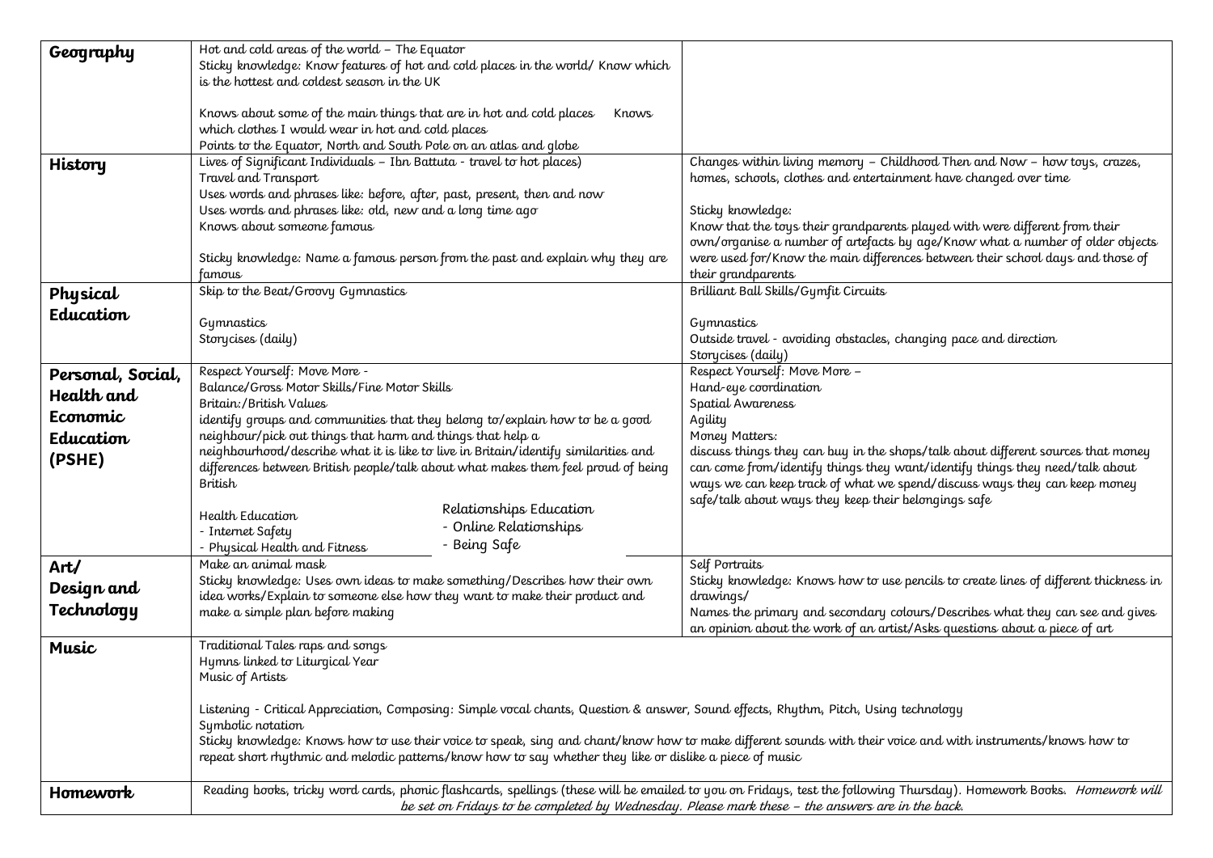| | | |
|---|---|---|
| **Geography** | Hot and cold areas of the world – The Equator<br>Sticky knowledge: Know features of hot and cold places in the world/ Know which is the hottest and coldest season in the UK<br><br>Knows about some of the main things that are in hot and cold places Knows which clothes I would wear in hot and cold places<br>Points to the Equator, North and South Pole on an atlas and globe | |
| **History** | Lives of Significant Individuals – Ibn Battuta - travel to hot places)<br>Travel and Transport<br>Uses words and phrases like: before, after, past, present, then and now<br>Uses words and phrases like: old, new and a long time ago<br>Knows about someone famous<br><br>Sticky knowledge: Name a famous person from the past and explain why they are famous | Changes within living memory – Childhood Then and Now – how toys, crazes, homes, schools, clothes and entertainment have changed over time<br><br>Sticky knowledge:<br>Know that the toys their grandparents played with were different from their own/organise a number of artefacts by age/Know what a number of older objects were used for/Know the main differences between their school days and those of their grandparents |
| **Physical Education** | Skip to the Beat/Groovy Gymnastics<br><br>Gymnastics<br>Storycises (daily) | Brilliant Ball Skills/Gymfit Circuits<br><br>Gymnastics<br>Outside travel - avoiding obstacles, changing pace and direction<br>Storycises (daily) |
| **Personal, Social, Health and Economic Education (PSHE)** | Respect Yourself: Move More -<br>Balance/Gross Motor Skills/Fine Motor Skills<br>Britain:/British Values<br>identify groups and communities that they belong to/explain how to be a good neighbour/pick out things that harm and things that help a neighbourhood/describe what it is like to live in Britain/identify similarities and differences between British people/talk about what makes them feel proud of being British<br><br>Health Education<br>- Internet Safety<br>- Physical Health and Fitness<br><br>Relationships Education<br>- Online Relationships<br>- Being Safe | Respect Yourself: Move More –<br>Hand-eye coordination<br>Spatial Awareness<br>Agility<br>Money Matters:<br>discuss things they can buy in the shops/talk about different sources that money can come from/identify things they want/identify things they need/talk about ways we can keep track of what we spend/discuss ways they can keep money safe/talk about ways they keep their belongings safe |
| **Art/ Design and Technology** | Make an animal mask<br>Sticky knowledge: Uses own ideas to make something/Describes how their own idea works/Explain to someone else how they want to make their product and make a simple plan before making | Self Portraits<br>Sticky knowledge: Knows how to use pencils to create lines of different thickness in drawings/<br>Names the primary and secondary colours/Describes what they can see and gives an opinion about the work of an artist/Asks questions about a piece of art |
| **Music** | Traditional Tales raps and songs<br>Hymns linked to Liturgical Year<br>Music of Artists<br><br>Listening - Critical Appreciation, Composing: Simple vocal chants, Question & answer, Sound effects, Rhythm, Pitch, Using technology<br>Symbolic notation<br>Sticky knowledge: Knows how to use their voice to speak, sing and chant/know how to make different sounds with their voice and with instruments/knows how to repeat short rhythmic and melodic patterns/know how to say whether they like or dislike a piece of music | |
| **Homework** | Reading books, tricky word cards, phonic flashcards, spellings (these will be emailed to you on Fridays, test the following Thursday). Homework Books. *Homework will be set on Fridays to be completed by Wednesday. Please mark these – the answers are in the back.* | |